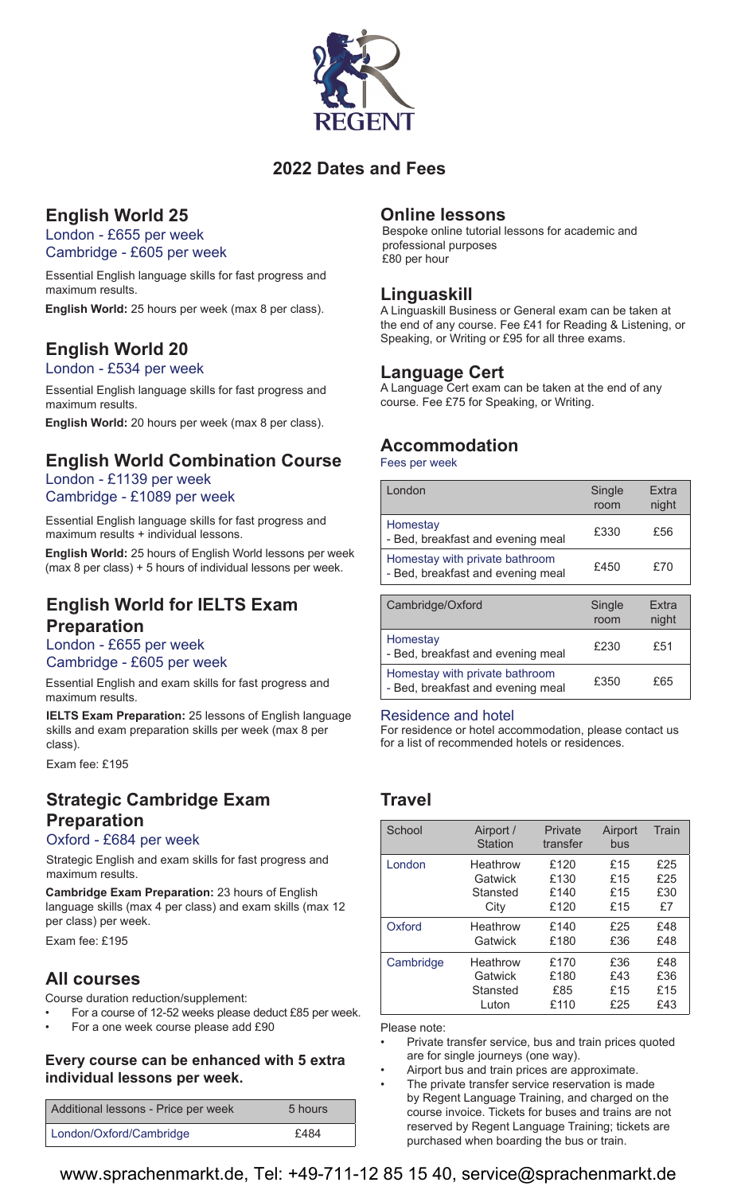REGENT

# 2022 Dates and Fees

## English World 25

London - £655 per week
Cambridge - £605 per week

Essential English language skills for fast progress and maximum results.

**English World:** 25 hours per week (max 8 per class).

## English World 20

London - £534 per week

Essential English language skills for fast progress and maximum results.

**English World:** 20 hours per week (max 8 per class).

## English World Combination Course

London - £1139 per week
Cambridge - £1089 per week

Essential English language skills for fast progress and maximum results + individual lessons.

**English World:** 25 hours of English World lessons per week (max 8 per class) + 5 hours of individual lessons per week.

## English World for IELTS Exam Preparation

London - £655 per week
Cambridge - £605 per week

Essential English and exam skills for fast progress and maximum results.

**IELTS Exam Preparation:** 25 lessons of English language skills and exam preparation skills per week (max 8 per class).

Exam fee: £195

## Strategic Cambridge Exam Preparation

Oxford - £684 per week

Strategic English and exam skills for fast progress and maximum results.

**Cambridge Exam Preparation:** 23 hours of English language skills (max 4 per class) and exam skills (max 12 per class) per week.

Exam fee: £195

## All courses

Course duration reduction/supplement:

- For a course of 12-52 weeks please deduct £85 per week.
- For a one week course please add £90

### Every course can be enhanced with 5 extra individual lessons per week.

| Additional lessons - Price per week | 5 hours |
|---|---|
| London/Oxford/Cambridge | £484 |

## Online lessons

Bespoke online tutorial lessons for academic and professional purposes
£80 per hour

## Linguaskill

A Linguaskill Business or General exam can be taken at the end of any course. Fee £41 for Reading & Listening, or Speaking, or Writing or £95 for all three exams.

## Language Cert

A Language Cert exam can be taken at the end of any course. Fee £75 for Speaking, or Writing.

## Accommodation

Fees per week

| London | Single room | Extra night |
|---|---|---|
| Homestay - Bed, breakfast and evening meal | £330 | £56 |
| Homestay with private bathroom - Bed, breakfast and evening meal | £450 | £70 |

| Cambridge/Oxford | Single room | Extra night |
|---|---|---|
| Homestay - Bed, breakfast and evening meal | £230 | £51 |
| Homestay with private bathroom - Bed, breakfast and evening meal | £350 | £65 |

### Residence and hotel

For residence or hotel accommodation, please contact us for a list of recommended hotels or residences.

## Travel

| School | Airport / Station | Private transfer | Airport bus | Train |
|---|---|---|---|---|
| London | Heathrow | £120 | £15 | £25 |
| | Gatwick | £130 | £15 | £25 |
| | Stansted | £140 | £15 | £30 |
| | City | £120 | £15 | £7 |
| Oxford | Heathrow | £140 | £25 | £48 |
| | Gatwick | £180 | £36 | £48 |
| Cambridge | Heathrow | £170 | £36 | £48 |
| | Gatwick | £180 | £43 | £36 |
| | Stansted | £85 | £15 | £15 |
| | Luton | £110 | £25 | £43 |

Please note:

- Private transfer service, bus and train prices quoted are for single journeys (one way).
- Airport bus and train prices are approximate.
- The private transfer service reservation is made by Regent Language Training, and charged on the course invoice. Tickets for buses and trains are not reserved by Regent Language Training; tickets are purchased when boarding the bus or train.

www.sprachenmarkt.de, Tel: +49-711-12 85 15 40, service@sprachenmarkt.de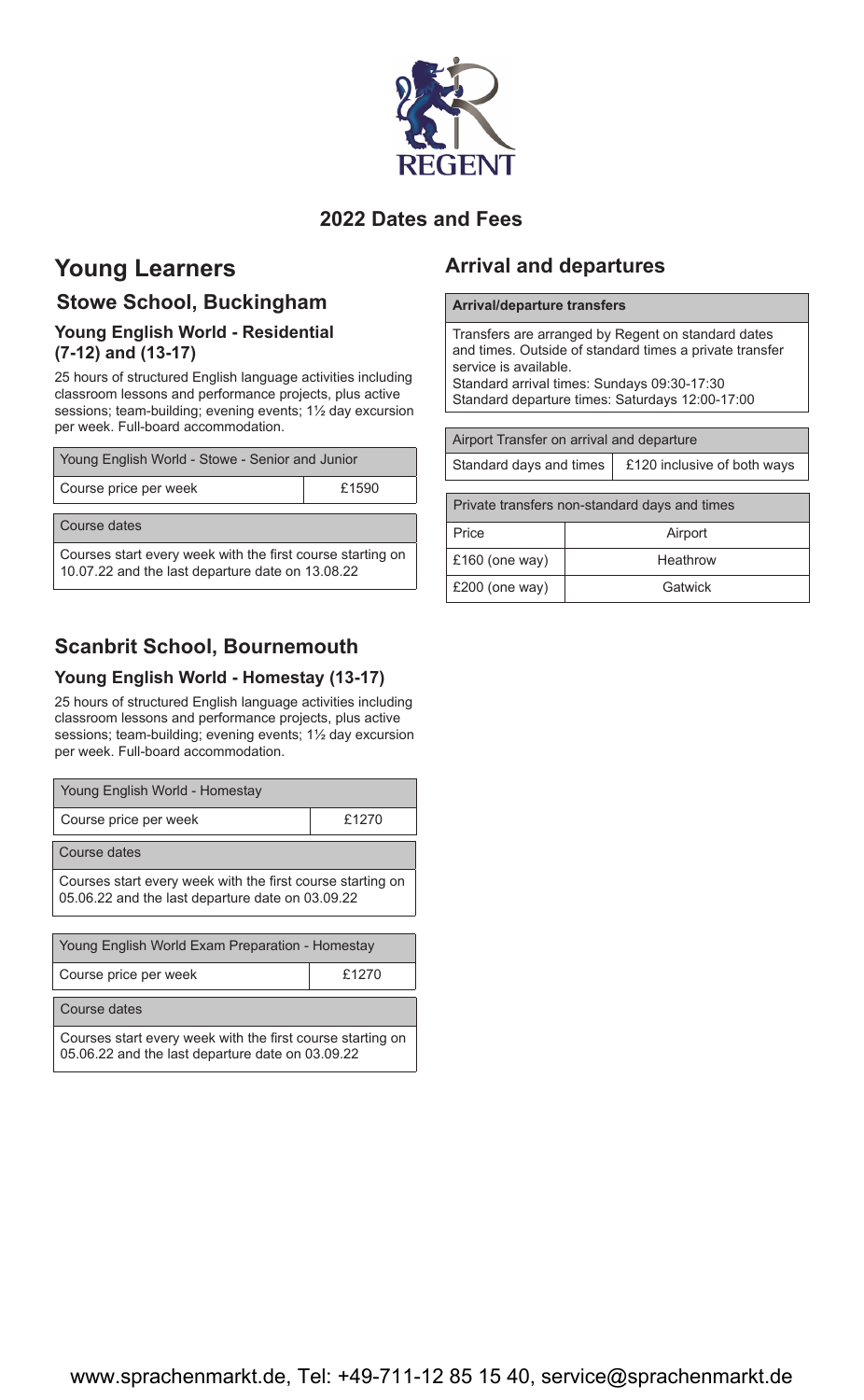REGENT

## 2022 Dates and Fees

# Young Learners

## Stowe School, Buckingham

### Young English World - Residential (7-12) and (13-17)

25 hours of structured English language activities including classroom lessons and performance projects, plus active sessions; team-building; evening events; 1½ day excursion per week. Full-board accommodation.

| Young English World - Stowe - Senior and Junior | |
|---|---|
| Course price per week | £1590 |

| Course dates |
|---|
| Courses start every week with the first course starting on 10.07.22 and the last departure date on 13.08.22 |

## Scanbrit School, Bournemouth

### Young English World - Homestay (13-17)

25 hours of structured English language activities including classroom lessons and performance projects, plus active sessions; team-building; evening events; 1½ day excursion per week. Full-board accommodation.

| Young English World - Homestay | |
|---|---|
| Course price per week | £1270 |

| Course dates |
|---|
| Courses start every week with the first course starting on 05.06.22 and the last departure date on 03.09.22 |

| Young English World Exam Preparation - Homestay | |
|---|---|
| Course price per week | £1270 |

| Course dates |
|---|
| Courses start every week with the first course starting on 05.06.22 and the last departure date on 03.09.22 |

# Arrival and departures

| **Arrival/departure transfers** |
|---|
| Transfers are arranged by Regent on standard dates and times. Outside of standard times a private transfer service is available.<br>Standard arrival times: Sundays 09:30-17:30<br>Standard departure times: Saturdays 12:00-17:00 |

| Airport Transfer on arrival and departure | |
|---|---|
| Standard days and times | £120 inclusive of both ways |

| Private transfers non-standard days and times | |
|---|---|
| Price | Airport |
| £160 (one way) | Heathrow |
| £200 (one way) | Gatwick |

www.sprachenmarkt.de, Tel: +49-711-12 85 15 40, service@sprachenmarkt.de